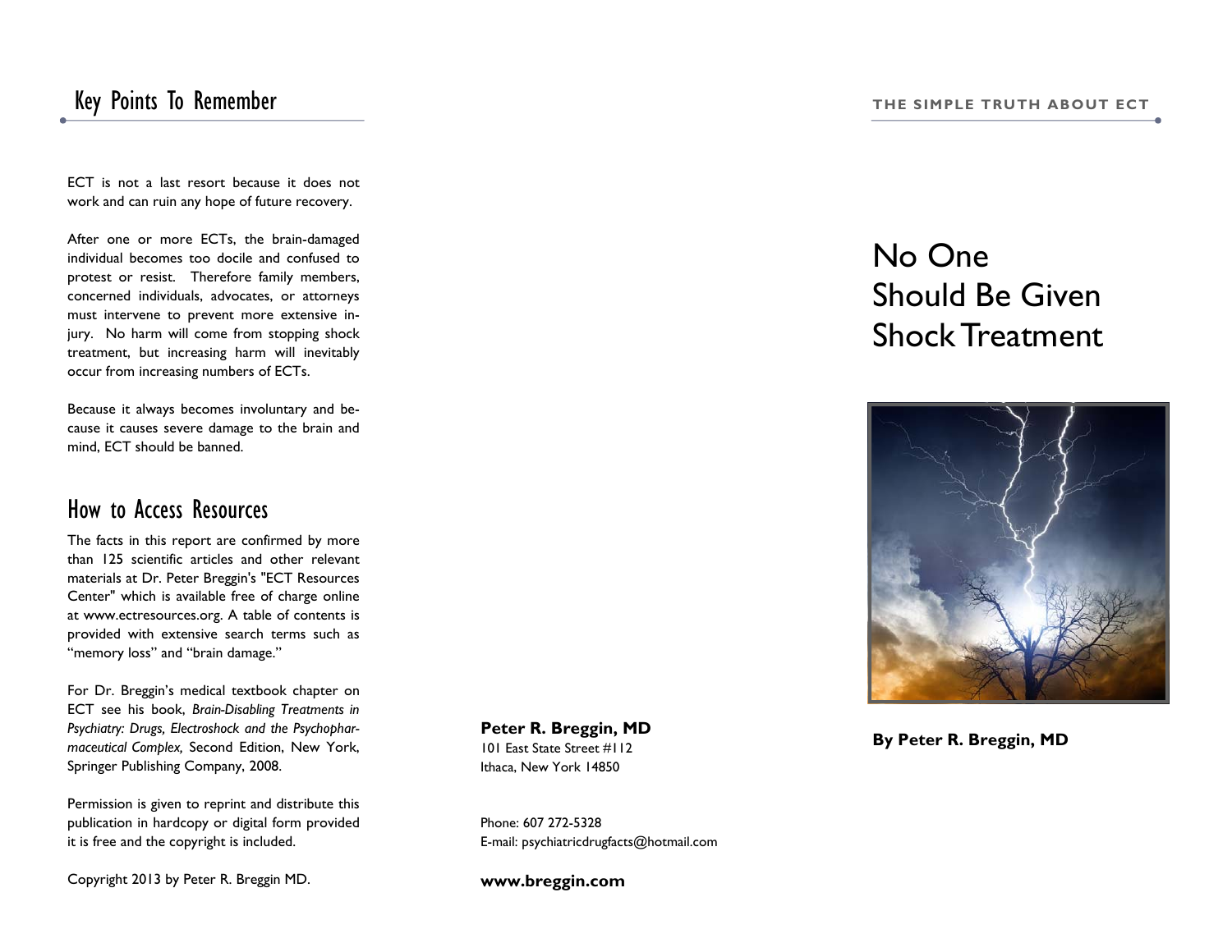## Key Points To Remember

ECT is not a last resort because it does not work and can ruin any hope of future recovery.

After one or more ECTs, the brain-damaged individual becomes too docile and confused to protest or resist. Therefore family members, concerned individuals, advocates, or attorneys must intervene to prevent more extensive injury. No harm will come from stopping shock treatment, but increasing harm will inevitably occur from increasing numbers of ECTs.

Because it always becomes involuntary and because it causes severe damage to the brain and mind, ECT should be banned.

## How to Access Resources

The facts in this report are confirmed by more than 125 scientific articles and other relevant materials at Dr. Peter Breggin's "ECT Resources Center" which is available free of charge online at www.ectresources.org. A table of contents is provided with extensive search terms such as "memory loss" and "brain damage."

For Dr. Breggin's medical textbook chapter on ECT see his book, *Brain-Disabling Treatments in Psychiatry: Drugs, Electroshock and the Psychopharmaceutical Complex,* Second Edition, New York, Springer Publishing Company, 2008.

Permission is given to reprint and distribute this publication in hardcopy or digital form provided it is free and the copyright is included.

Copyright 2013 by Peter R. Breggin MD.

**Peter R. Breggin, MD**
101 East State Street #112
Ithaca, New York 14850

Phone: 607 272-5328
E-mail: psychiatricdrugfacts@hotmail.com

**www.breggin.com**

**THE SIMPLE TRUTH ABOUT ECT**

# No One Should Be Given Shock Treatment

**By Peter R. Breggin, MD**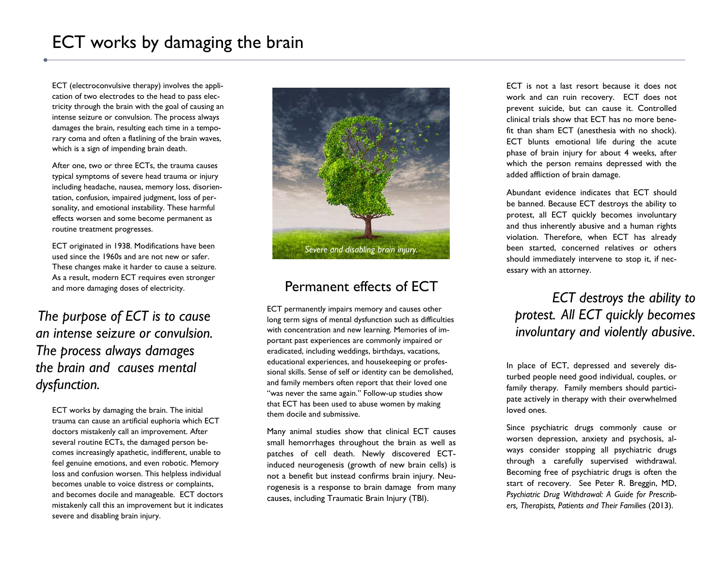# ECT works by damaging the brain

ECT (electroconvulsive therapy) involves the application of two electrodes to the head to pass electricity through the brain with the goal of causing an intense seizure or convulsion. The process always damages the brain, resulting each time in a temporary coma and often a flatlining of the brain waves, which is a sign of impending brain death.

After one, two or three ECTs, the trauma causes typical symptoms of severe head trauma or injury including headache, nausea, memory loss, disorientation, confusion, impaired judgment, loss of personality, and emotional instability. These harmful effects worsen and some become permanent as routine treatment progresses.

ECT originated in 1938. Modifications have been used since the 1960s and are not new or safer. These changes make it harder to cause a seizure. As a result, modern ECT requires even stronger and more damaging doses of electricity.

*The purpose of ECT is to cause an intense seizure or convulsion. The process always damages the brain and causes mental dysfunction.*

ECT works by damaging the brain. The initial trauma can cause an artificial euphoria which ECT doctors mistakenly call an improvement. After several routine ECTs, the damaged person becomes increasingly apathetic, indifferent, unable to feel genuine emotions, and even robotic. Memory loss and confusion worsen. This helpless individual becomes unable to voice distress or complaints, and becomes docile and manageable. ECT doctors mistakenly call this an improvement but it indicates severe and disabling brain injury.

*Severe and disabling brain injury.*

## Permanent effects of ECT

ECT permanently impairs memory and causes other long term signs of mental dysfunction such as difficulties with concentration and new learning. Memories of important past experiences are commonly impaired or eradicated, including weddings, birthdays, vacations, educational experiences, and housekeeping or professional skills. Sense of self or identity can be demolished, and family members often report that their loved one "was never the same again." Follow-up studies show that ECT has been used to abuse women by making them docile and submissive.

Many animal studies show that clinical ECT causes small hemorrhages throughout the brain as well as patches of cell death. Newly discovered ECT-induced neurogenesis (growth of new brain cells) is not a benefit but instead confirms brain injury. Neurogenesis is a response to brain damage from many causes, including Traumatic Brain Injury (TBI).

ECT is not a last resort because it does not work and can ruin recovery. ECT does not prevent suicide, but can cause it. Controlled clinical trials show that ECT has no more benefit than sham ECT (anesthesia with no shock). ECT blunts emotional life during the acute phase of brain injury for about 4 weeks, after which the person remains depressed with the added affliction of brain damage.

Abundant evidence indicates that ECT should be banned. Because ECT destroys the ability to protest, all ECT quickly becomes involuntary and thus inherently abusive and a human rights violation. Therefore, when ECT has already been started, concerned relatives or others should immediately intervene to stop it, if necessary with an attorney.

*ECT destroys the ability to protest. All ECT quickly becomes involuntary and violently abusive.*

In place of ECT, depressed and severely disturbed people need good individual, couples, or family therapy. Family members should participate actively in therapy with their overwhelmed loved ones.

Since psychiatric drugs commonly cause or worsen depression, anxiety and psychosis, always consider stopping all psychiatric drugs through a carefully supervised withdrawal. Becoming free of psychiatric drugs is often the start of recovery. See Peter R. Breggin, MD, *Psychiatric Drug Withdrawal: A Guide for Prescribers, Therapists, Patients and Their Families* (2013).